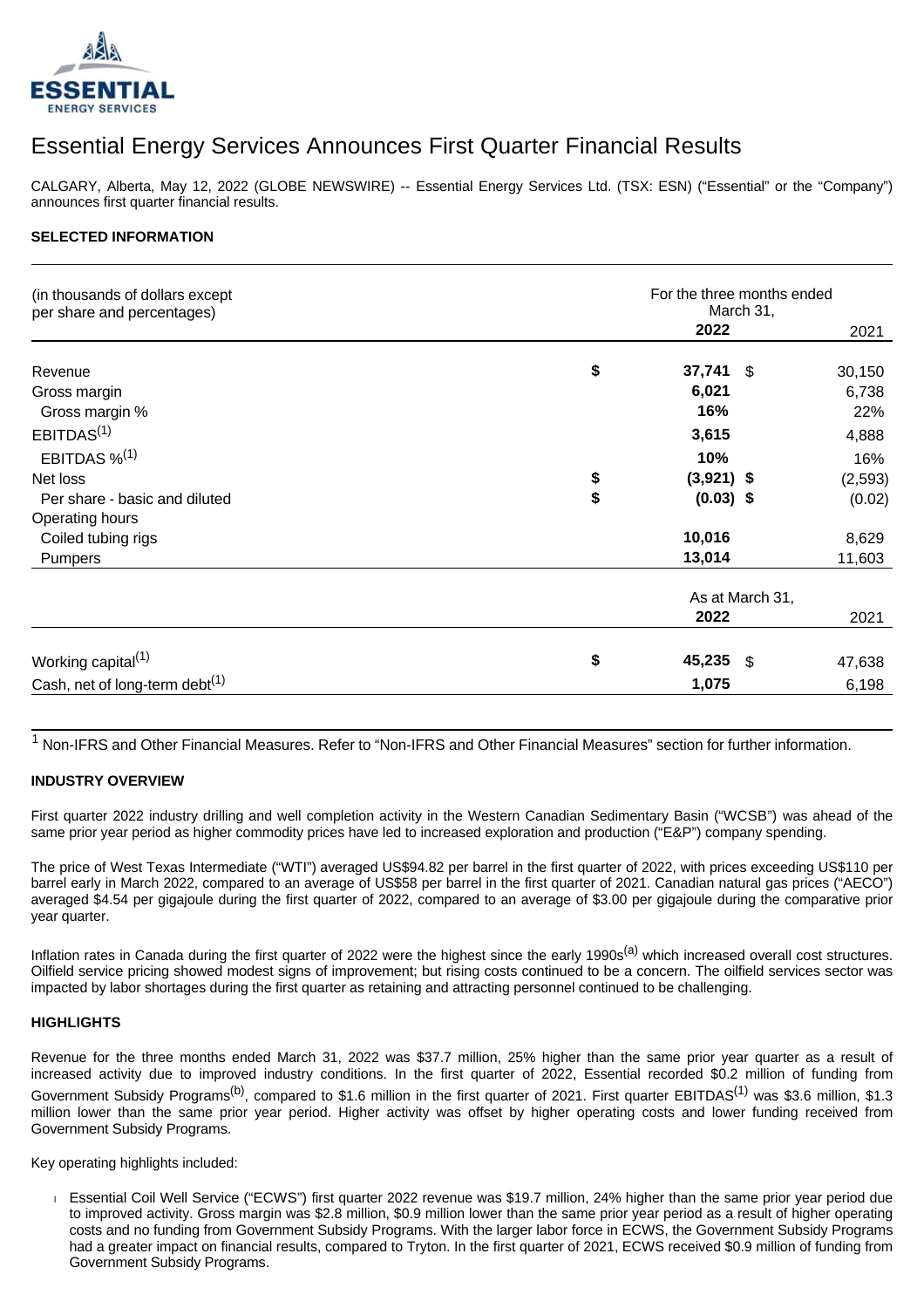# Essential Energy Services Announces First Quarter Financial Results

CALGARY, Alberta, May 12, 2022 (GLOBE NEWSWIRE) -- Essential Energy Services Ltd. (TSX: ESN) ("Essential" or the "Company") announces first quarter financial results.

**SELECTED INFORMATION**

| (in thousands of dollars except per share and percentages) | | For the three months ended March 31, 2022 | | 2021 |
|---|---|---|---|---|
| Revenue | $ | **37,741** | $ | 30,150 |
| Gross margin | | **6,021** | | 6,738 |
| Gross margin % | | **16%** | | 22% |
| EBITDAS[(1)] | | **3,615** | | 4,888 |
| EBITDAS %[(1)] | | **10%** | | 16% |
| Net loss | $ | **(3,921)** | $ | (2,593) |
| Per share - basic and diluted | $ | **(0.03)** | $ | (0.02) |
| Operating hours | | | | |
| Coiled tubing rigs | | **10,016** | | 8,629 |
| Pumpers | | **13,014** | | 11,603 |
| | | **As at March 31, 2022** | | 2021 |
| Working capital[(1)] | $ | **45,235** | $ | 47,638 |
| Cash, net of long-term debt[(1)] | | **1,075** | | 6,198 |

[1] Non-IFRS and Other Financial Measures. Refer to "Non-IFRS and Other Financial Measures" section for further information.

**INDUSTRY OVERVIEW**

First quarter 2022 industry drilling and well completion activity in the Western Canadian Sedimentary Basin ("WCSB") was ahead of the same prior year period as higher commodity prices have led to increased exploration and production ("E&P") company spending.

The price of West Texas Intermediate ("WTI") averaged US$94.82 per barrel in the first quarter of 2022, with prices exceeding US$110 per barrel early in March 2022, compared to an average of US$58 per barrel in the first quarter of 2021. Canadian natural gas prices ("AECO") averaged $4.54 per gigajoule during the first quarter of 2022, compared to an average of $3.00 per gigajoule during the comparative prior year quarter.

Inflation rates in Canada during the first quarter of 2022 were the highest since the early 1990s[(a)] which increased overall cost structures. Oilfield service pricing showed modest signs of improvement; but rising costs continued to be a concern. The oilfield services sector was impacted by labor shortages during the first quarter as retaining and attracting personnel continued to be challenging.

**HIGHLIGHTS**

Revenue for the three months ended March 31, 2022 was $37.7 million, 25% higher than the same prior year quarter as a result of increased activity due to improved industry conditions. In the first quarter of 2022, Essential recorded $0.2 million of funding from Government Subsidy Programs[(b)], compared to $1.6 million in the first quarter of 2021. First quarter EBITDAS[(1)] was $3.6 million, $1.3 million lower than the same prior year period. Higher activity was offset by higher operating costs and lower funding received from Government Subsidy Programs.

Key operating highlights included:

- Essential Coil Well Service ("ECWS") first quarter 2022 revenue was $19.7 million, 24% higher than the same prior year period due to improved activity. Gross margin was $2.8 million, $0.9 million lower than the same prior year period as a result of higher operating costs and no funding from Government Subsidy Programs. With the larger labor force in ECWS, the Government Subsidy Programs had a greater impact on financial results, compared to Tryton. In the first quarter of 2021, ECWS received $0.9 million of funding from Government Subsidy Programs.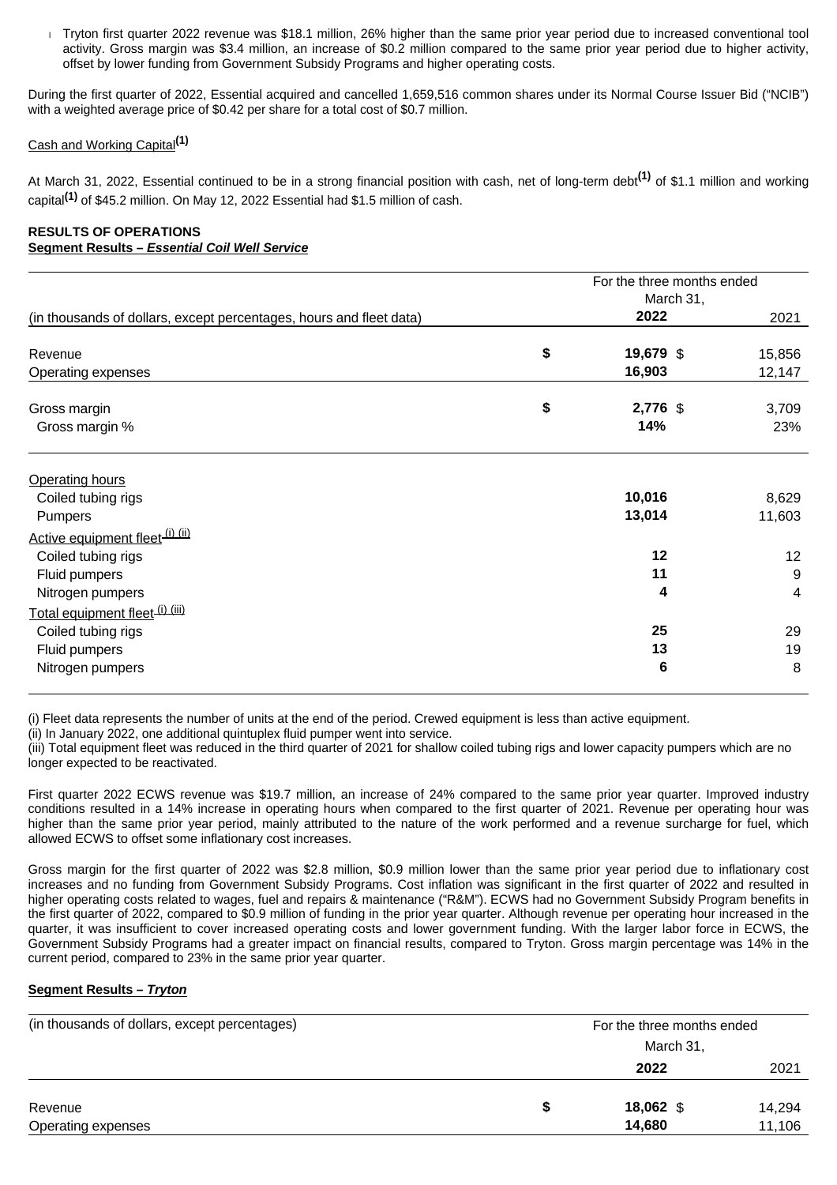- Tryton first quarter 2022 revenue was $18.1 million, 26% higher than the same prior year period due to increased conventional tool activity. Gross margin was $3.4 million, an increase of $0.2 million compared to the same prior year period due to higher activity, offset by lower funding from Government Subsidy Programs and higher operating costs.

During the first quarter of 2022, Essential acquired and cancelled 1,659,516 common shares under its Normal Course Issuer Bid ("NCIB") with a weighted average price of $0.42 per share for a total cost of $0.7 million.

Cash and Working Capital**(1)**

At March 31, 2022, Essential continued to be in a strong financial position with cash, net of long-term debt**(1)** of $1.1 million and working capital**(1)** of $45.2 million. On May 12, 2022 Essential had $1.5 million of cash.

**RESULTS OF OPERATIONS**

**Segment Results – *Essential Coil Well Service***

| (in thousands of dollars, except percentages, hours and fleet data) | | For the three months ended March 31, 2022 | 2021 |
|---|---|---|---|
| Revenue | **$** | **19,679** $ | 15,856 |
| Operating expenses | | **16,903** | 12,147 |
| Gross margin | **$** | **2,776** $ | 3,709 |
| Gross margin % | | **14%** | 23% |
| Operating hours | | | |
| Coiled tubing rigs | | **10,016** | 8,629 |
| Pumpers | | **13,014** | 11,603 |
| Active equipment fleet (i) (ii) | | | |
| Coiled tubing rigs | | **12** | 12 |
| Fluid pumpers | | **11** | 9 |
| Nitrogen pumpers | | **4** | 4 |
| Total equipment fleet (i) (iii) | | | |
| Coiled tubing rigs | | **25** | 29 |
| Fluid pumpers | | **13** | 19 |
| Nitrogen pumpers | | **6** | 8 |

(i) Fleet data represents the number of units at the end of the period. Crewed equipment is less than active equipment.
(ii) In January 2022, one additional quintuplex fluid pumper went into service.
(iii) Total equipment fleet was reduced in the third quarter of 2021 for shallow coiled tubing rigs and lower capacity pumpers which are no longer expected to be reactivated.

First quarter 2022 ECWS revenue was $19.7 million, an increase of 24% compared to the same prior year quarter. Improved industry conditions resulted in a 14% increase in operating hours when compared to the first quarter of 2021. Revenue per operating hour was higher than the same prior year period, mainly attributed to the nature of the work performed and a revenue surcharge for fuel, which allowed ECWS to offset some inflationary cost increases.

Gross margin for the first quarter of 2022 was $2.8 million, $0.9 million lower than the same prior year period due to inflationary cost increases and no funding from Government Subsidy Programs. Cost inflation was significant in the first quarter of 2022 and resulted in higher operating costs related to wages, fuel and repairs & maintenance ("R&M"). ECWS had no Government Subsidy Program benefits in the first quarter of 2022, compared to $0.9 million of funding in the prior year quarter. Although revenue per operating hour increased in the quarter, it was insufficient to cover increased operating costs and lower government funding. With the larger labor force in ECWS, the Government Subsidy Programs had a greater impact on financial results, compared to Tryton. Gross margin percentage was 14% in the current period, compared to 23% in the same prior year quarter.

**Segment Results – *Tryton***

| (in thousands of dollars, except percentages) | | For the three months ended March 31, 2022 | 2021 |
|---|---|---|---|
| Revenue | **$** | **18,062** $ | 14,294 |
| Operating expenses | | **14,680** | 11,106 |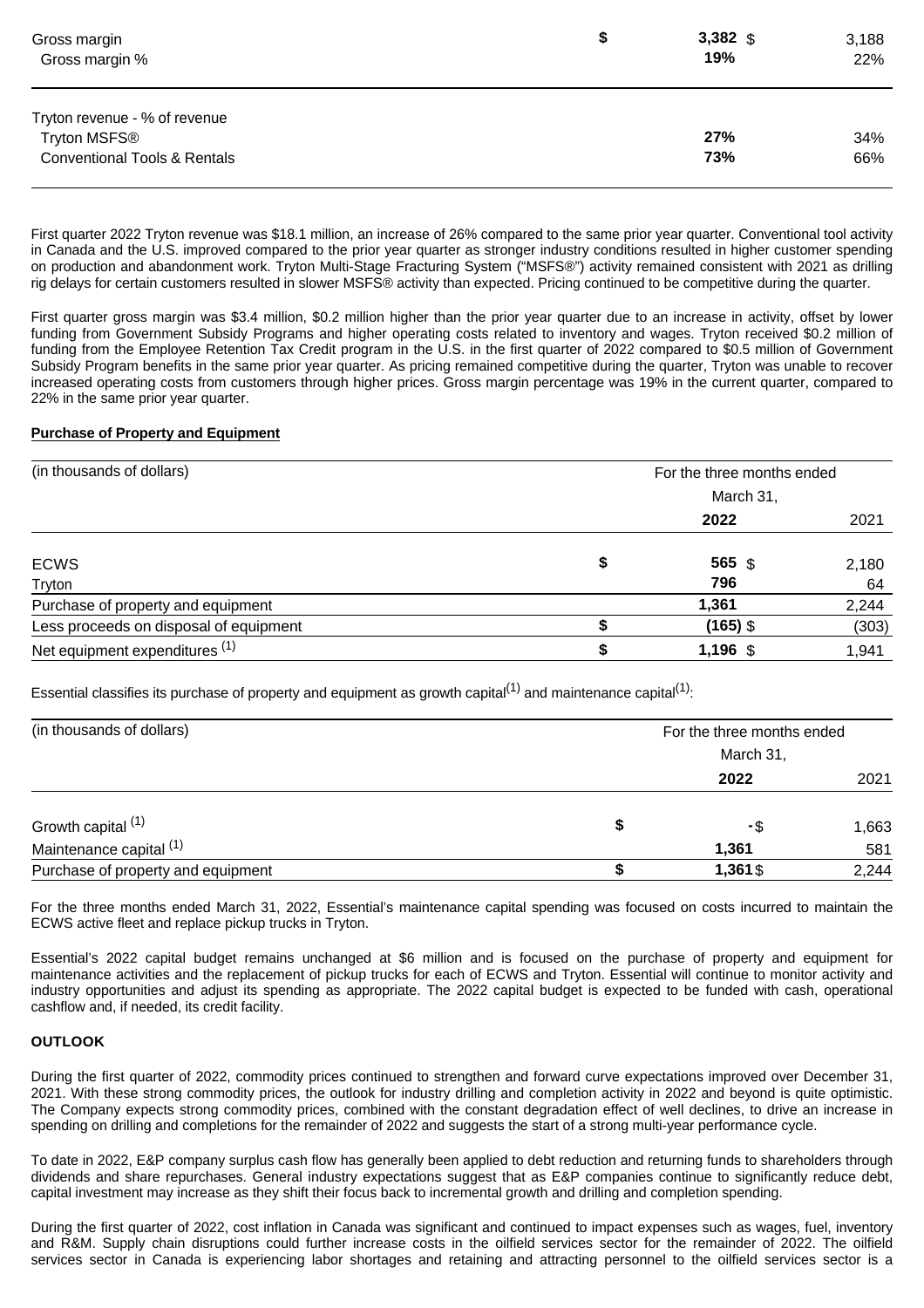| | | | |
|---|---|---|---|
| Gross margin | $ | **3,382** $ | 3,188 |
| Gross margin % | | **19%** | 22% |

| | | |
|---|---|---|
| Tryton revenue - % of revenue | | |
| Tryton MSFS® | **27%** | 34% |
| Conventional Tools & Rentals | **73%** | 66% |

First quarter 2022 Tryton revenue was $18.1 million, an increase of 26% compared to the same prior year quarter. Conventional tool activity in Canada and the U.S. improved compared to the prior year quarter as stronger industry conditions resulted in higher customer spending on production and abandonment work. Tryton Multi-Stage Fracturing System ("MSFS®") activity remained consistent with 2021 as drilling rig delays for certain customers resulted in slower MSFS® activity than expected. Pricing continued to be competitive during the quarter.

First quarter gross margin was $3.4 million, $0.2 million higher than the prior year quarter due to an increase in activity, offset by lower funding from Government Subsidy Programs and higher operating costs related to inventory and wages. Tryton received $0.2 million of funding from the Employee Retention Tax Credit program in the U.S. in the first quarter of 2022 compared to $0.5 million of Government Subsidy Program benefits in the same prior year quarter. As pricing remained competitive during the quarter, Tryton was unable to recover increased operating costs from customers through higher prices. Gross margin percentage was 19% in the current quarter, compared to 22% in the same prior year quarter.

**Purchase of Property and Equipment**

| (in thousands of dollars) | | For the three months ended March 31, | |
|---|---|---|---|
| | | **2022** | 2021 |
| ECWS | $ | **565** $ | 2,180 |
| Tryton | | **796** | 64 |
| Purchase of property and equipment | | **1,361** | 2,244 |
| Less proceeds on disposal of equipment | $ | **(165)** $ | (303) |
| Net equipment expenditures [1] | $ | **1,196** $ | 1,941 |

Essential classifies its purchase of property and equipment as growth capital[1] and maintenance capital[1]:

| (in thousands of dollars) | | For the three months ended March 31, | |
|---|---|---|---|
| | | **2022** | 2021 |
| Growth capital [1] | $ | **-** $ | 1,663 |
| Maintenance capital [1] | | **1,361** | 581 |
| Purchase of property and equipment | $ | **1,361** $ | 2,244 |

For the three months ended March 31, 2022, Essential's maintenance capital spending was focused on costs incurred to maintain the ECWS active fleet and replace pickup trucks in Tryton.

Essential's 2022 capital budget remains unchanged at $6 million and is focused on the purchase of property and equipment for maintenance activities and the replacement of pickup trucks for each of ECWS and Tryton. Essential will continue to monitor activity and industry opportunities and adjust its spending as appropriate. The 2022 capital budget is expected to be funded with cash, operational cashflow and, if needed, its credit facility.

**OUTLOOK**

During the first quarter of 2022, commodity prices continued to strengthen and forward curve expectations improved over December 31, 2021. With these strong commodity prices, the outlook for industry drilling and completion activity in 2022 and beyond is quite optimistic. The Company expects strong commodity prices, combined with the constant degradation effect of well declines, to drive an increase in spending on drilling and completions for the remainder of 2022 and suggests the start of a strong multi-year performance cycle.

To date in 2022, E&P company surplus cash flow has generally been applied to debt reduction and returning funds to shareholders through dividends and share repurchases. General industry expectations suggest that as E&P companies continue to significantly reduce debt, capital investment may increase as they shift their focus back to incremental growth and drilling and completion spending.

During the first quarter of 2022, cost inflation in Canada was significant and continued to impact expenses such as wages, fuel, inventory and R&M. Supply chain disruptions could further increase costs in the oilfield services sector for the remainder of 2022. The oilfield services sector in Canada is experiencing labor shortages and retaining and attracting personnel to the oilfield services sector is a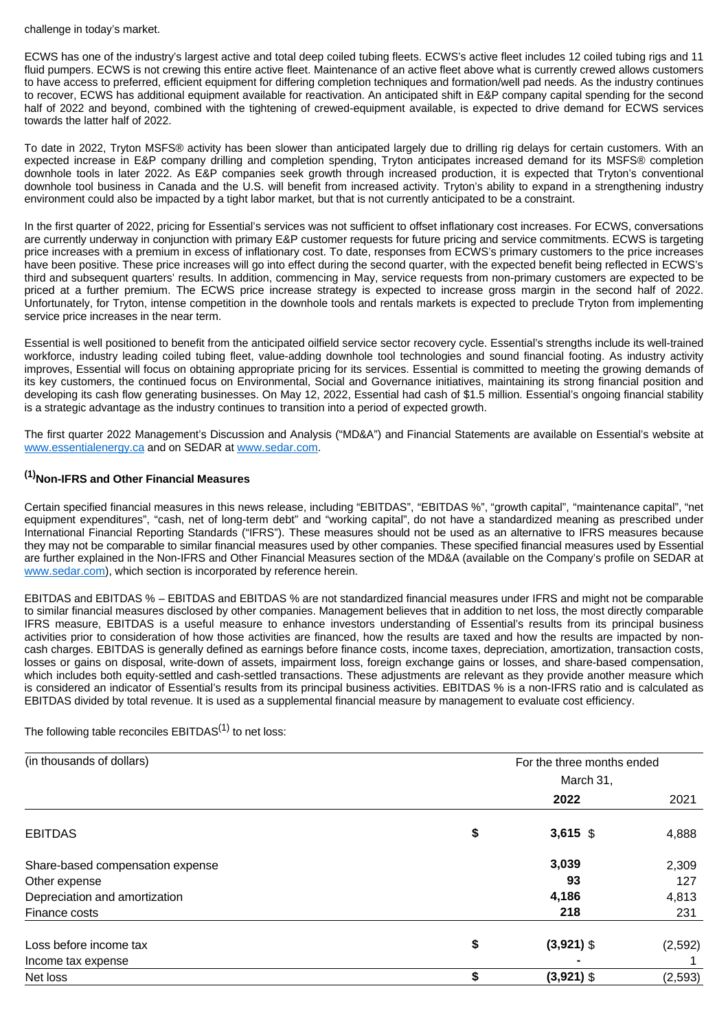challenge in today's market.

ECWS has one of the industry's largest active and total deep coiled tubing fleets. ECWS's active fleet includes 12 coiled tubing rigs and 11 fluid pumpers. ECWS is not crewing this entire active fleet. Maintenance of an active fleet above what is currently crewed allows customers to have access to preferred, efficient equipment for differing completion techniques and formation/well pad needs. As the industry continues to recover, ECWS has additional equipment available for reactivation. An anticipated shift in E&P company capital spending for the second half of 2022 and beyond, combined with the tightening of crewed-equipment available, is expected to drive demand for ECWS services towards the latter half of 2022.

To date in 2022, Tryton MSFS® activity has been slower than anticipated largely due to drilling rig delays for certain customers. With an expected increase in E&P company drilling and completion spending, Tryton anticipates increased demand for its MSFS® completion downhole tools in later 2022. As E&P companies seek growth through increased production, it is expected that Tryton's conventional downhole tool business in Canada and the U.S. will benefit from increased activity. Tryton's ability to expand in a strengthening industry environment could also be impacted by a tight labor market, but that is not currently anticipated to be a constraint.

In the first quarter of 2022, pricing for Essential's services was not sufficient to offset inflationary cost increases. For ECWS, conversations are currently underway in conjunction with primary E&P customer requests for future pricing and service commitments. ECWS is targeting price increases with a premium in excess of inflationary cost. To date, responses from ECWS's primary customers to the price increases have been positive. These price increases will go into effect during the second quarter, with the expected benefit being reflected in ECWS's third and subsequent quarters' results. In addition, commencing in May, service requests from non-primary customers are expected to be priced at a further premium. The ECWS price increase strategy is expected to increase gross margin in the second half of 2022. Unfortunately, for Tryton, intense competition in the downhole tools and rentals markets is expected to preclude Tryton from implementing service price increases in the near term.

Essential is well positioned to benefit from the anticipated oilfield service sector recovery cycle. Essential's strengths include its well-trained workforce, industry leading coiled tubing fleet, value-adding downhole tool technologies and sound financial footing. As industry activity improves, Essential will focus on obtaining appropriate pricing for its services. Essential is committed to meeting the growing demands of its key customers, the continued focus on Environmental, Social and Governance initiatives, maintaining its strong financial position and developing its cash flow generating businesses. On May 12, 2022, Essential had cash of $1.5 million. Essential's ongoing financial stability is a strategic advantage as the industry continues to transition into a period of expected growth.

The first quarter 2022 Management's Discussion and Analysis ("MD&A") and Financial Statements are available on Essential's website at www.essentialenergy.ca and on SEDAR at www.sedar.com.

### [1] Non-IFRS and Other Financial Measures

Certain specified financial measures in this news release, including "EBITDAS", "EBITDAS %", "growth capital", "maintenance capital", "net equipment expenditures", "cash, net of long-term debt" and "working capital", do not have a standardized meaning as prescribed under International Financial Reporting Standards ("IFRS"). These measures should not be used as an alternative to IFRS measures because they may not be comparable to similar financial measures used by other companies. These specified financial measures used by Essential are further explained in the Non-IFRS and Other Financial Measures section of the MD&A (available on the Company's profile on SEDAR at www.sedar.com), which section is incorporated by reference herein.

EBITDAS and EBITDAS % – EBITDAS and EBITDAS % are not standardized financial measures under IFRS and might not be comparable to similar financial measures disclosed by other companies. Management believes that in addition to net loss, the most directly comparable IFRS measure, EBITDAS is a useful measure to enhance investors understanding of Essential's results from its principal business activities prior to consideration of how those activities are financed, how the results are taxed and how the results are impacted by non-cash charges. EBITDAS is generally defined as earnings before finance costs, income taxes, depreciation, amortization, transaction costs, losses or gains on disposal, write-down of assets, impairment loss, foreign exchange gains or losses, and share-based compensation, which includes both equity-settled and cash-settled transactions. These adjustments are relevant as they provide another measure which is considered an indicator of Essential's results from its principal business activities. EBITDAS % is a non-IFRS ratio and is calculated as EBITDAS divided by total revenue. It is used as a supplemental financial measure by management to evaluate cost efficiency.

The following table reconciles EBITDAS[1] to net loss:

| (in thousands of dollars) | For the three months ended March 31, 2022 | 2021 |
|---|---|---|
| EBITDAS | **$ 3,615** | $ 4,888 |
| Share-based compensation expense | **3,039** | 2,309 |
| Other expense | **93** | 127 |
| Depreciation and amortization | **4,186** | 4,813 |
| Finance costs | **218** | 231 |
| Loss before income tax | **$ (3,921)** | $ (2,592) |
| Income tax expense | **-** | 1 |
| Net loss | **$ (3,921)** | $ (2,593) |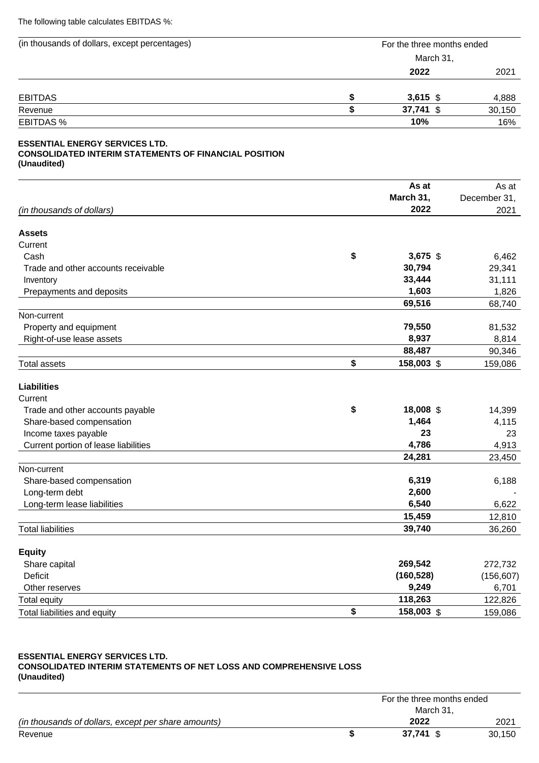The following table calculates EBITDAS %:

| (in thousands of dollars, except percentages) | For the three months ended March 31, 2022 | 2021 |
|---|---|---|
| EBITDAS | $ **3,615** | $ 4,888 |
| Revenue | $ **37,741** | $ 30,150 |
| EBITDAS % | **10%** | 16% |

**ESSENTIAL ENERGY SERVICES LTD.**
**CONSOLIDATED INTERIM STATEMENTS OF FINANCIAL POSITION**
**(Unaudited)**

| *(in thousands of dollars)* | **As at March 31, 2022** | As at December 31, 2021 |
|---|---|---|
| **Assets** | | |
| Current | | |
| Cash | $ **3,675** | $ 6,462 |
| Trade and other accounts receivable | **30,794** | 29,341 |
| Inventory | **33,444** | 31,111 |
| Prepayments and deposits | **1,603** | 1,826 |
| | **69,516** | 68,740 |
| Non-current | | |
| Property and equipment | **79,550** | 81,532 |
| Right-of-use lease assets | **8,937** | 8,814 |
| | **88,487** | 90,346 |
| Total assets | $ **158,003** | $ 159,086 |
| **Liabilities** | | |
| Current | | |
| Trade and other accounts payable | $ **18,008** | $ 14,399 |
| Share-based compensation | **1,464** | 4,115 |
| Income taxes payable | **23** | 23 |
| Current portion of lease liabilities | **4,786** | 4,913 |
| | **24,281** | 23,450 |
| Non-current | | |
| Share-based compensation | **6,319** | 6,188 |
| Long-term debt | **2,600** | - |
| Long-term lease liabilities | **6,540** | 6,622 |
| | **15,459** | 12,810 |
| Total liabilities | **39,740** | 36,260 |
| **Equity** | | |
| Share capital | **269,542** | 272,732 |
| Deficit | **(160,528)** | (156,607) |
| Other reserves | **9,249** | 6,701 |
| Total equity | **118,263** | 122,826 |
| Total liabilities and equity | $ **158,003** | $ 159,086 |

**ESSENTIAL ENERGY SERVICES LTD.**
**CONSOLIDATED INTERIM STATEMENTS OF NET LOSS AND COMPREHENSIVE LOSS**
**(Unaudited)**

| *(in thousands of dollars, except per share amounts)* | For the three months ended March 31, **2022** | 2021 |
|---|---|---|
| Revenue | $ **37,741** | $ 30,150 |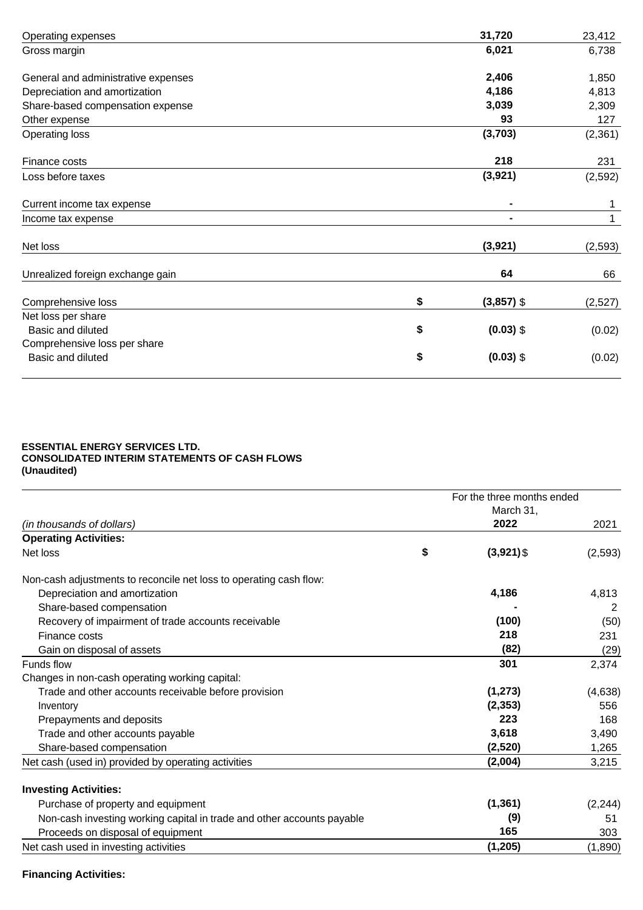| | | 2022 | 2021 |
|---|---|---|---|
| Operating expenses | | **31,720** | 23,412 |
| Gross margin | | **6,021** | 6,738 |
| | | | |
| General and administrative expenses | | **2,406** | 1,850 |
| Depreciation and amortization | | **4,186** | 4,813 |
| Share-based compensation expense | | **3,039** | 2,309 |
| Other expense | | **93** | 127 |
| Operating loss | | **(3,703)** | (2,361) |
| | | | |
| Finance costs | | **218** | 231 |
| Loss before taxes | | **(3,921)** | (2,592) |
| | | | |
| Current income tax expense | | **-** | 1 |
| Income tax expense | | **-** | 1 |
| | | | |
| Net loss | | **(3,921)** | (2,593) |
| | | | |
| Unrealized foreign exchange gain | | **64** | 66 |
| | | | |
| Comprehensive loss | **$** | **(3,857)** $ | (2,527) |
| Net loss per share | | | |
| Basic and diluted | **$** | **(0.03)** $ | (0.02) |
| Comprehensive loss per share | | | |
| Basic and diluted | **$** | **(0.03)** $ | (0.02) |

**ESSENTIAL ENERGY SERVICES LTD.**
**CONSOLIDATED INTERIM STATEMENTS OF CASH FLOWS**
**(Unaudited)**

| | | For the three months ended March 31, | |
|---|---|---|---|
| *(in thousands of dollars)* | | **2022** | 2021 |
| **Operating Activities:** | | | |
| Net loss | **$** | **(3,921)** $ | (2,593) |
| | | | |
| Non-cash adjustments to reconcile net loss to operating cash flow: | | | |
| Depreciation and amortization | | **4,186** | 4,813 |
| Share-based compensation | | **-** | 2 |
| Recovery of impairment of trade accounts receivable | | **(100)** | (50) |
| Finance costs | | **218** | 231 |
| Gain on disposal of assets | | **(82)** | (29) |
| Funds flow | | **301** | 2,374 |
| Changes in non-cash operating working capital: | | | |
| Trade and other accounts receivable before provision | | **(1,273)** | (4,638) |
| Inventory | | **(2,353)** | 556 |
| Prepayments and deposits | | **223** | 168 |
| Trade and other accounts payable | | **3,618** | 3,490 |
| Share-based compensation | | **(2,520)** | 1,265 |
| Net cash (used in) provided by operating activities | | **(2,004)** | 3,215 |
| | | | |
| **Investing Activities:** | | | |
| Purchase of property and equipment | | **(1,361)** | (2,244) |
| Non-cash investing working capital in trade and other accounts payable | | **(9)** | 51 |
| Proceeds on disposal of equipment | | **165** | 303 |
| Net cash used in investing activities | | **(1,205)** | (1,890) |

**Financing Activities:**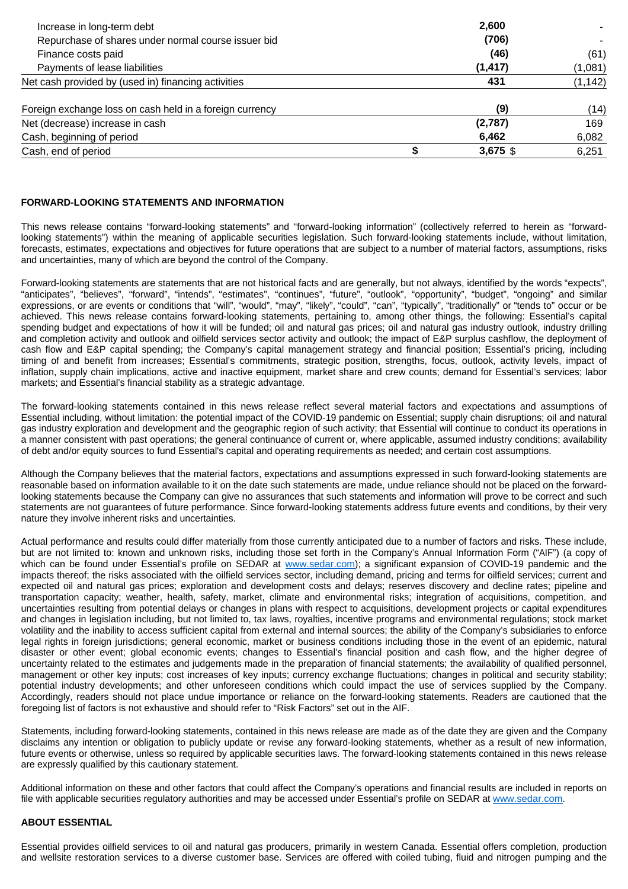| | | | |
|---|---|---|---|
| Increase in long-term debt | | **2,600** | - |
| Repurchase of shares under normal course issuer bid | | **(706)** | - |
| Finance costs paid | | **(46)** | (61) |
| Payments of lease liabilities | | **(1,417)** | (1,081) |
| Net cash provided by (used in) financing activities | | **431** | (1,142) |
| Foreign exchange loss on cash held in a foreign currency | | **(9)** | (14) |
| Net (decrease) increase in cash | | **(2,787)** | 169 |
| Cash, beginning of period | | **6,462** | 6,082 |
| Cash, end of period | **$** | **3,675** $ | 6,251 |

**FORWARD-LOOKING STATEMENTS AND INFORMATION**

This news release contains "forward-looking statements" and "forward-looking information" (collectively referred to herein as "forward-looking statements") within the meaning of applicable securities legislation. Such forward-looking statements include, without limitation, forecasts, estimates, expectations and objectives for future operations that are subject to a number of material factors, assumptions, risks and uncertainties, many of which are beyond the control of the Company.

Forward-looking statements are statements that are not historical facts and are generally, but not always, identified by the words "expects", "anticipates", "believes", "forward", "intends", "estimates", "continues", "future", "outlook", "opportunity", "budget", "ongoing" and similar expressions, or are events or conditions that "will", "would", "may", "likely", "could", "can", "typically", "traditionally" or "tends to" occur or be achieved. This news release contains forward-looking statements, pertaining to, among other things, the following: Essential's capital spending budget and expectations of how it will be funded; oil and natural gas prices; oil and natural gas industry outlook, industry drilling and completion activity and outlook and oilfield services sector activity and outlook; the impact of E&P surplus cashflow, the deployment of cash flow and E&P capital spending; the Company's capital management strategy and financial position; Essential's pricing, including timing of and benefit from increases; Essential's commitments, strategic position, strengths, focus, outlook, activity levels, impact of inflation, supply chain implications, active and inactive equipment, market share and crew counts; demand for Essential's services; labor markets; and Essential's financial stability as a strategic advantage.

The forward-looking statements contained in this news release reflect several material factors and expectations and assumptions of Essential including, without limitation: the potential impact of the COVID-19 pandemic on Essential; supply chain disruptions; oil and natural gas industry exploration and development and the geographic region of such activity; that Essential will continue to conduct its operations in a manner consistent with past operations; the general continuance of current or, where applicable, assumed industry conditions; availability of debt and/or equity sources to fund Essential's capital and operating requirements as needed; and certain cost assumptions.

Although the Company believes that the material factors, expectations and assumptions expressed in such forward-looking statements are reasonable based on information available to it on the date such statements are made, undue reliance should not be placed on the forward-looking statements because the Company can give no assurances that such statements and information will prove to be correct and such statements are not guarantees of future performance. Since forward-looking statements address future events and conditions, by their very nature they involve inherent risks and uncertainties.

Actual performance and results could differ materially from those currently anticipated due to a number of factors and risks. These include, but are not limited to: known and unknown risks, including those set forth in the Company's Annual Information Form ("AIF") (a copy of which can be found under Essential's profile on SEDAR at www.sedar.com); a significant expansion of COVID-19 pandemic and the impacts thereof; the risks associated with the oilfield services sector, including demand, pricing and terms for oilfield services; current and expected oil and natural gas prices; exploration and development costs and delays; reserves discovery and decline rates; pipeline and transportation capacity; weather, health, safety, market, climate and environmental risks; integration of acquisitions, competition, and uncertainties resulting from potential delays or changes in plans with respect to acquisitions, development projects or capital expenditures and changes in legislation including, but not limited to, tax laws, royalties, incentive programs and environmental regulations; stock market volatility and the inability to access sufficient capital from external and internal sources; the ability of the Company's subsidiaries to enforce legal rights in foreign jurisdictions; general economic, market or business conditions including those in the event of an epidemic, natural disaster or other event; global economic events; changes to Essential's financial position and cash flow, and the higher degree of uncertainty related to the estimates and judgements made in the preparation of financial statements; the availability of qualified personnel, management or other key inputs; cost increases of key inputs; currency exchange fluctuations; changes in political and security stability; potential industry developments; and other unforeseen conditions which could impact the use of services supplied by the Company. Accordingly, readers should not place undue importance or reliance on the forward-looking statements. Readers are cautioned that the foregoing list of factors is not exhaustive and should refer to "Risk Factors" set out in the AIF.

Statements, including forward-looking statements, contained in this news release are made as of the date they are given and the Company disclaims any intention or obligation to publicly update or revise any forward-looking statements, whether as a result of new information, future events or otherwise, unless so required by applicable securities laws. The forward-looking statements contained in this news release are expressly qualified by this cautionary statement.

Additional information on these and other factors that could affect the Company's operations and financial results are included in reports on file with applicable securities regulatory authorities and may be accessed under Essential's profile on SEDAR at www.sedar.com.

**ABOUT ESSENTIAL**

Essential provides oilfield services to oil and natural gas producers, primarily in western Canada. Essential offers completion, production and wellsite restoration services to a diverse customer base. Services are offered with coiled tubing, fluid and nitrogen pumping and the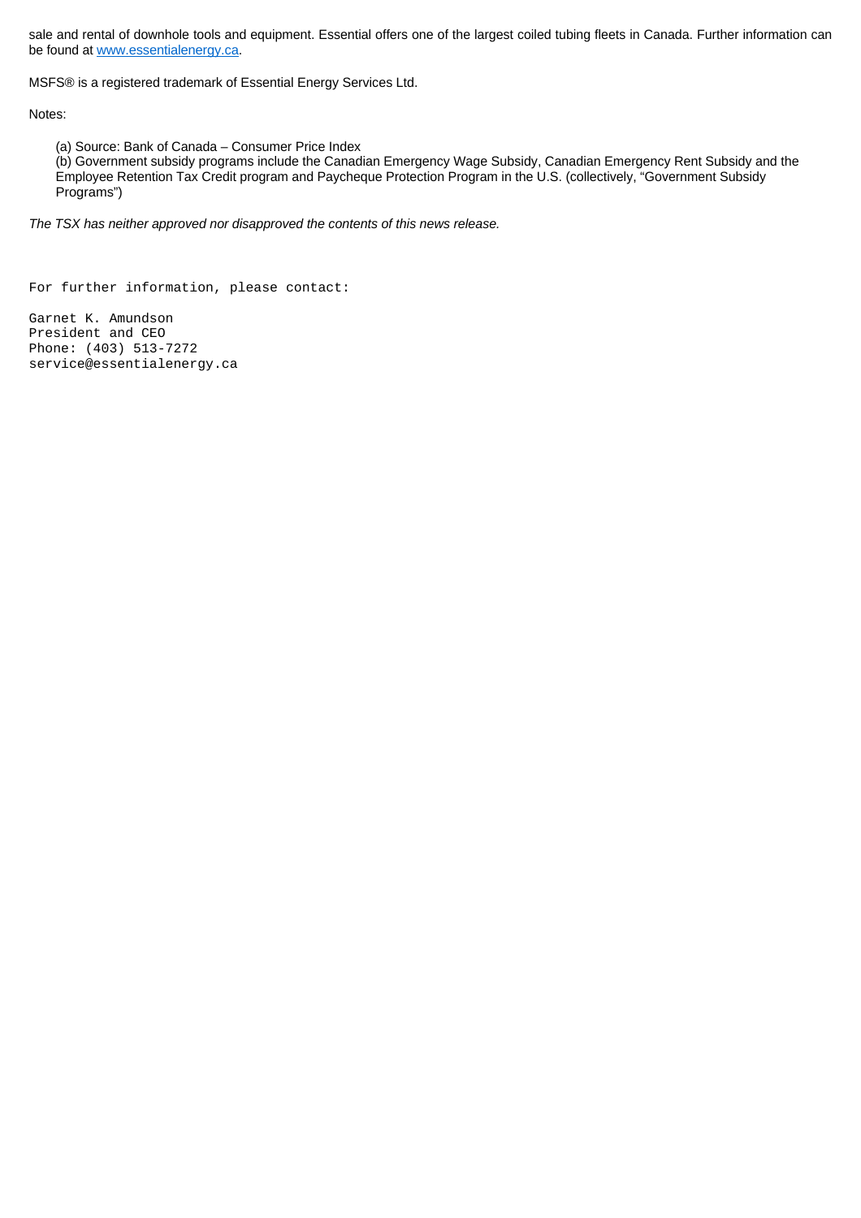sale and rental of downhole tools and equipment. Essential offers one of the largest coiled tubing fleets in Canada. Further information can be found at [www.essentialenergy.ca](http://www.essentialenergy.ca).

MSFS® is a registered trademark of Essential Energy Services Ltd.

Notes:

(a) Source: Bank of Canada – Consumer Price Index
(b) Government subsidy programs include the Canadian Emergency Wage Subsidy, Canadian Emergency Rent Subsidy and the Employee Retention Tax Credit program and Paycheque Protection Program in the U.S. (collectively, "Government Subsidy Programs")

*The TSX has neither approved nor disapproved the contents of this news release.*

For further information, please contact:

Garnet K. Amundson
President and CEO
Phone: (403) 513-7272
service@essentialenergy.ca